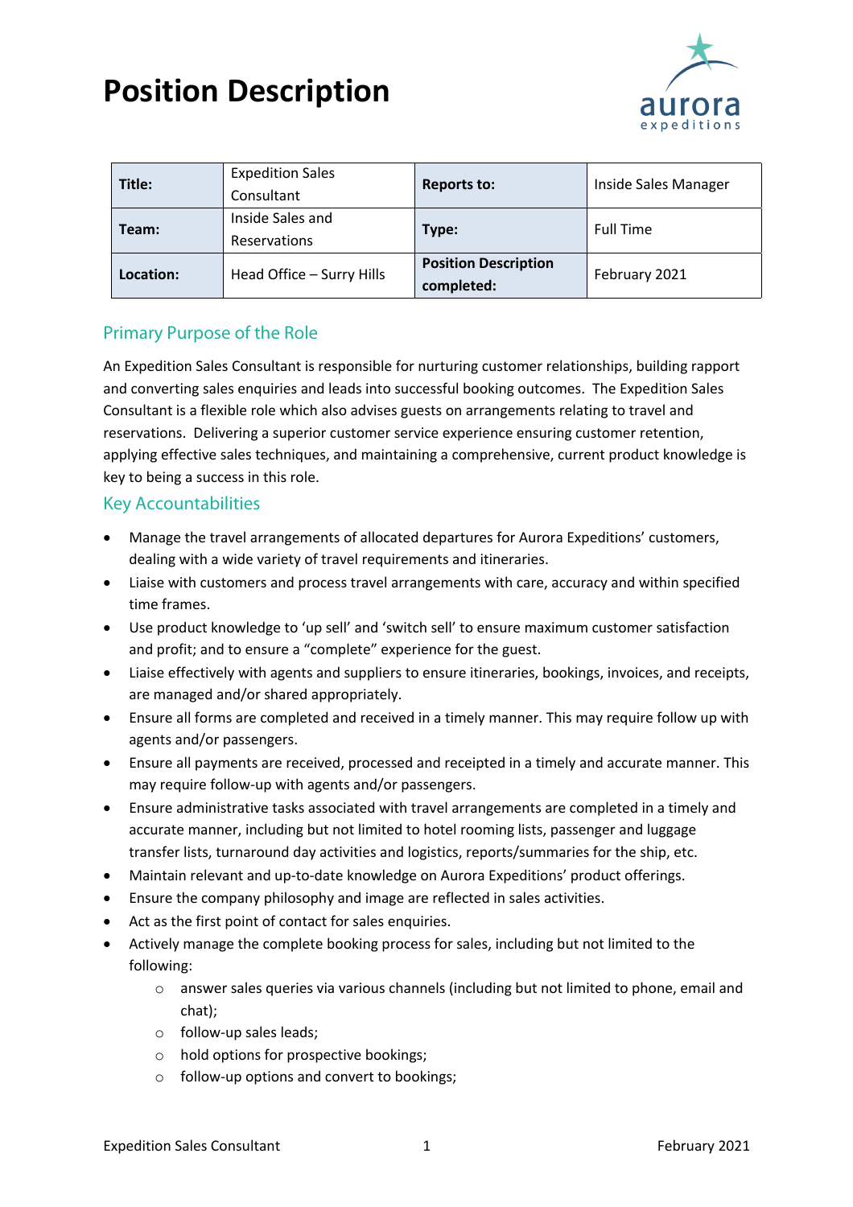# Position Description

| Title: | Expedition Sales Consultant | Reports to: | Inside Sales Manager |
|---|---|---|---|
| Team: | Inside Sales and Reservations | Type: | Full Time |
| Location: | Head Office – Surry Hills | Position Description completed: | February 2021 |

## Primary Purpose of the Role

An Expedition Sales Consultant is responsible for nurturing customer relationships, building rapport and converting sales enquiries and leads into successful booking outcomes. The Expedition Sales Consultant is a flexible role which also advises guests on arrangements relating to travel and reservations. Delivering a superior customer service experience ensuring customer retention, applying effective sales techniques, and maintaining a comprehensive, current product knowledge is key to being a success in this role.

## Key Accountabilities

- Manage the travel arrangements of allocated departures for Aurora Expeditions' customers, dealing with a wide variety of travel requirements and itineraries.
- Liaise with customers and process travel arrangements with care, accuracy and within specified time frames.
- Use product knowledge to 'up sell' and 'switch sell' to ensure maximum customer satisfaction and profit; and to ensure a "complete" experience for the guest.
- Liaise effectively with agents and suppliers to ensure itineraries, bookings, invoices, and receipts, are managed and/or shared appropriately.
- Ensure all forms are completed and received in a timely manner. This may require follow up with agents and/or passengers.
- Ensure all payments are received, processed and receipted in a timely and accurate manner. This may require follow-up with agents and/or passengers.
- Ensure administrative tasks associated with travel arrangements are completed in a timely and accurate manner, including but not limited to hotel rooming lists, passenger and luggage transfer lists, turnaround day activities and logistics, reports/summaries for the ship, etc.
- Maintain relevant and up-to-date knowledge on Aurora Expeditions' product offerings.
- Ensure the company philosophy and image are reflected in sales activities.
- Act as the first point of contact for sales enquiries.
- Actively manage the complete booking process for sales, including but not limited to the following:
    - answer sales queries via various channels (including but not limited to phone, email and chat);
    - follow-up sales leads;
    - hold options for prospective bookings;
    - follow-up options and convert to bookings;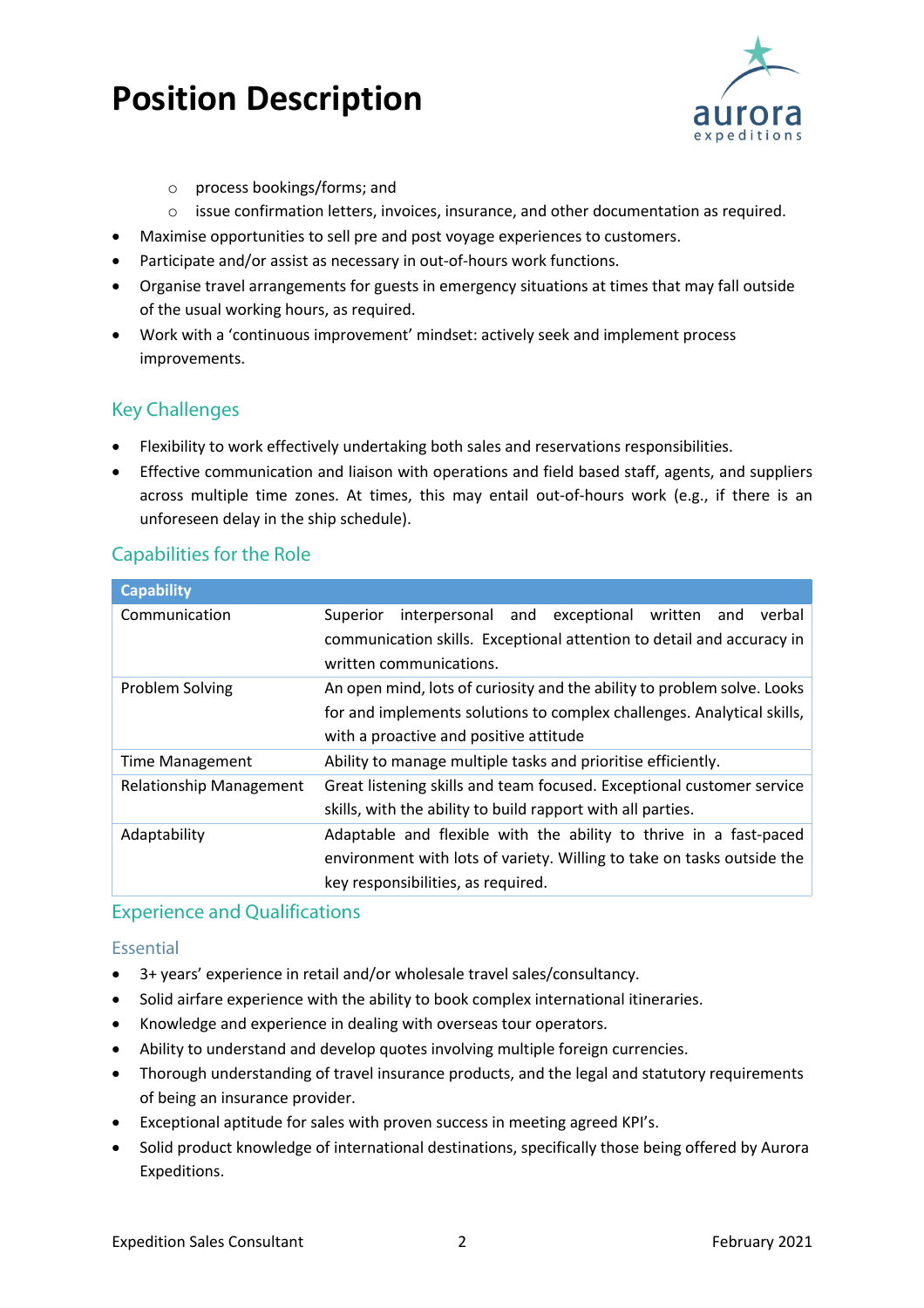- process bookings/forms; and
  - issue confirmation letters, invoices, insurance, and other documentation as required.
- Maximise opportunities to sell pre and post voyage experiences to customers.
- Participate and/or assist as necessary in out-of-hours work functions.
- Organise travel arrangements for guests in emergency situations at times that may fall outside of the usual working hours, as required.
- Work with a 'continuous improvement' mindset: actively seek and implement process improvements.

## Key Challenges

- Flexibility to work effectively undertaking both sales and reservations responsibilities.
- Effective communication and liaison with operations and field based staff, agents, and suppliers across multiple time zones. At times, this may entail out-of-hours work (e.g., if there is an unforeseen delay in the ship schedule).

## Capabilities for the Role

| Capability | |
|---|---|
| Communication | Superior interpersonal and exceptional written and verbal communication skills. Exceptional attention to detail and accuracy in written communications. |
| Problem Solving | An open mind, lots of curiosity and the ability to problem solve. Looks for and implements solutions to complex challenges. Analytical skills, with a proactive and positive attitude |
| Time Management | Ability to manage multiple tasks and prioritise efficiently. |
| Relationship Management | Great listening skills and team focused. Exceptional customer service skills, with the ability to build rapport with all parties. |
| Adaptability | Adaptable and flexible with the ability to thrive in a fast-paced environment with lots of variety. Willing to take on tasks outside the key responsibilities, as required. |

## Experience and Qualifications

### Essential

- 3+ years' experience in retail and/or wholesale travel sales/consultancy.
- Solid airfare experience with the ability to book complex international itineraries.
- Knowledge and experience in dealing with overseas tour operators.
- Ability to understand and develop quotes involving multiple foreign currencies.
- Thorough understanding of travel insurance products, and the legal and statutory requirements of being an insurance provider.
- Exceptional aptitude for sales with proven success in meeting agreed KPI's.
- Solid product knowledge of international destinations, specifically those being offered by Aurora Expeditions.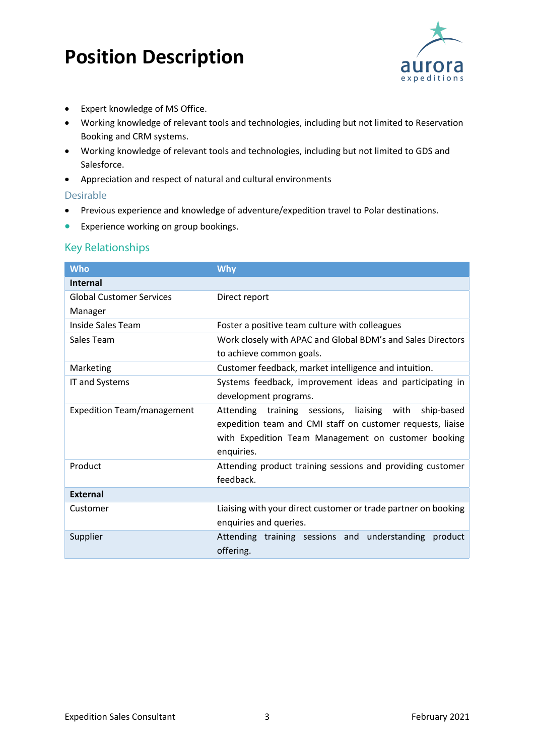- Expert knowledge of MS Office.
- Working knowledge of relevant tools and technologies, including but not limited to Reservation Booking and CRM systems.
- Working knowledge of relevant tools and technologies, including but not limited to GDS and Salesforce.
- Appreciation and respect of natural and cultural environments

### Desirable

- Previous experience and knowledge of adventure/expedition travel to Polar destinations.
- Experience working on group bookings.

## Key Relationships

| Who | Why |
|---|---|
| **Internal** | |
| Global Customer Services Manager | Direct report |
| Inside Sales Team | Foster a positive team culture with colleagues |
| Sales Team | Work closely with APAC and Global BDM's and Sales Directors to achieve common goals. |
| Marketing | Customer feedback, market intelligence and intuition. |
| IT and Systems | Systems feedback, improvement ideas and participating in development programs. |
| Expedition Team/management | Attending training sessions, liaising with ship-based expedition team and CMI staff on customer requests, liaise with Expedition Team Management on customer booking enquiries. |
| Product | Attending product training sessions and providing customer feedback. |
| **External** | |
| Customer | Liaising with your direct customer or trade partner on booking enquiries and queries. |
| Supplier | Attending training sessions and understanding product offering. |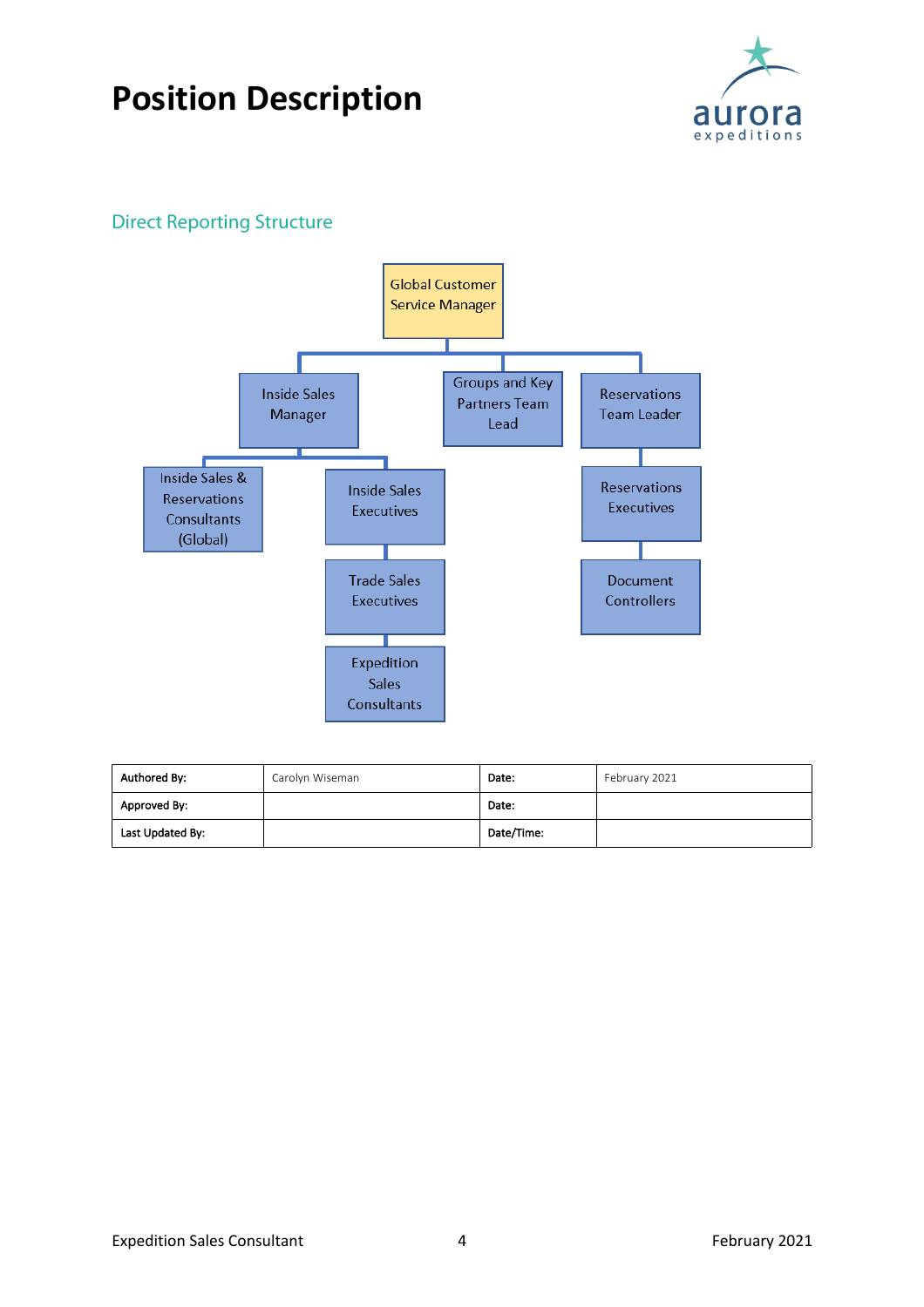# Position Description

aurora expeditions

## Direct Reporting Structure

Global Customer Service Manager

Inside Sales Manager

Groups and Key Partners Team Lead

Reservations Team Leader

Inside Sales & Reservations Consultants (Global)

Inside Sales Executives

Trade Sales Executives

Expedition Sales Consultants

Reservations Executives

Document Controllers

| | | | |
|---|---|---|---|
| **Authored By:** | Carolyn Wiseman | **Date:** | February 2021 |
| **Approved By:** | | **Date:** | |
| **Last Updated By:** | | **Date/Time:** | |